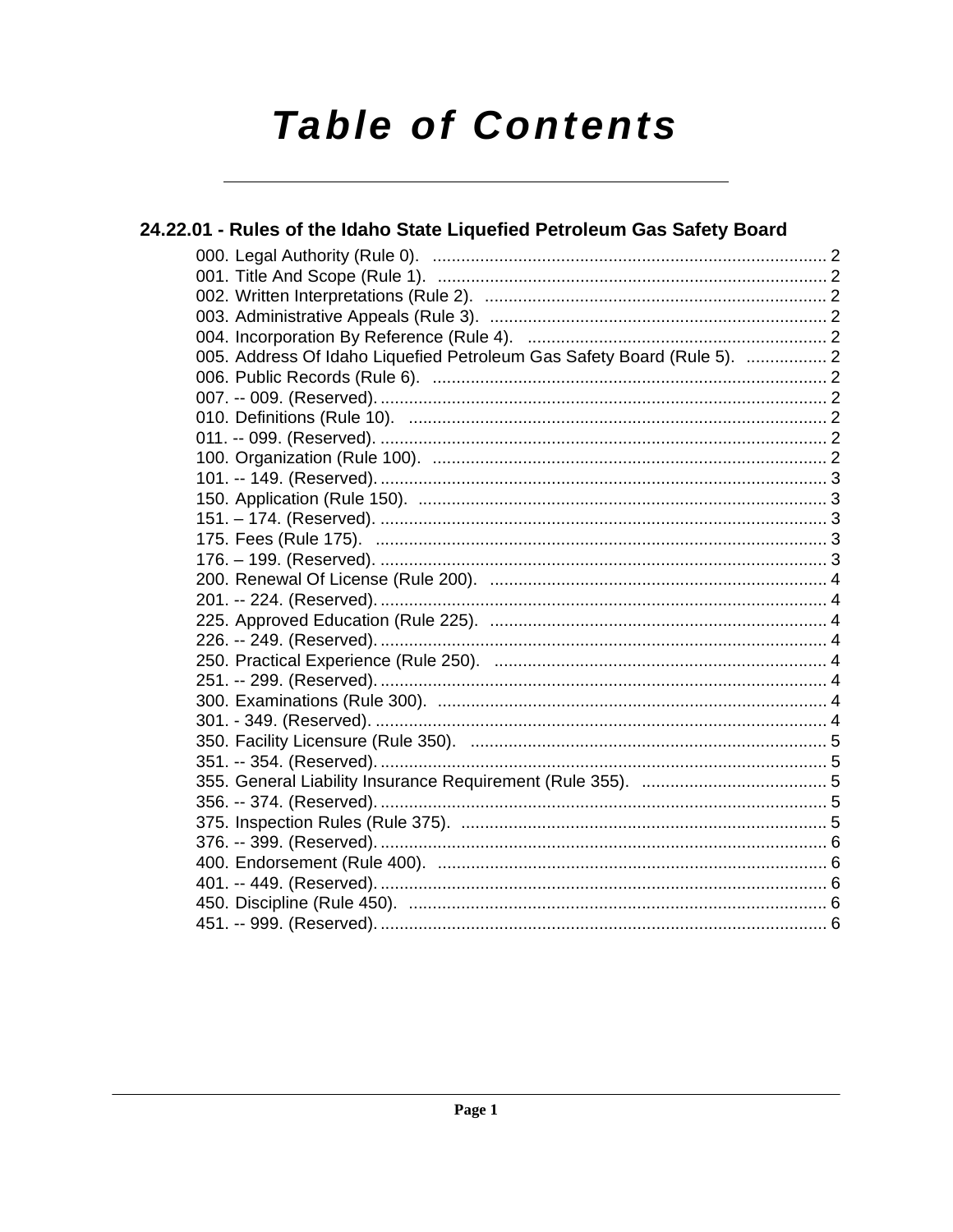# Table of Contents

## 24.22.01 - Rules of the Idaho State Liquefied Petroleum Gas Safety Board

000. Legal Authority (Rule 0). ..................................................................................... 2
001. Title And Scope (Rule 1). ..................................................................................... 2
002. Written Interpretations (Rule 2). ......................................................................... 2
003. Administrative Appeals (Rule 3). ........................................................................ 2
004. Incorporation By Reference (Rule 4). ................................................................ 2
005. Address Of Idaho Liquefied Petroleum Gas Safety Board (Rule 5). ................. 2
006. Public Records (Rule 6). ..................................................................................... 2
007. -- 009. (Reserved). ................................................................................................ 2
010. Definitions (Rule 10). .......................................................................................... 2
011. -- 099. (Reserved). ................................................................................................ 2
100. Organization (Rule 100). ..................................................................................... 2
101. -- 149. (Reserved). ................................................................................................ 3
150. Application (Rule 150). ....................................................................................... 3
151. – 174. (Reserved). ................................................................................................ 3
175. Fees (Rule 175). ................................................................................................. 3
176. – 199. (Reserved). ................................................................................................ 3
200. Renewal Of License (Rule 200). ......................................................................... 4
201. -- 224. (Reserved). ................................................................................................ 4
225. Approved Education (Rule 225). ........................................................................ 4
226. -- 249. (Reserved). ................................................................................................ 4
250. Practical Experience (Rule 250). ........................................................................ 4
251. -- 299. (Reserved). ................................................................................................ 4
300. Examinations (Rule 300). .................................................................................... 4
301. - 349. (Reserved). ................................................................................................. 4
350. Facility Licensure (Rule 350). ............................................................................. 5
351. -- 354. (Reserved). ................................................................................................ 5
355. General Liability Insurance Requirement (Rule 355). ........................................ 5
356. -- 374. (Reserved). ................................................................................................ 5
375. Inspection Rules (Rule 375). ............................................................................... 5
376. -- 399. (Reserved). ................................................................................................ 6
400. Endorsement (Rule 400). .................................................................................... 6
401. -- 449. (Reserved). ................................................................................................ 6
450. Discipline (Rule 450). ......................................................................................... 6
451. -- 999. (Reserved). ................................................................................................ 6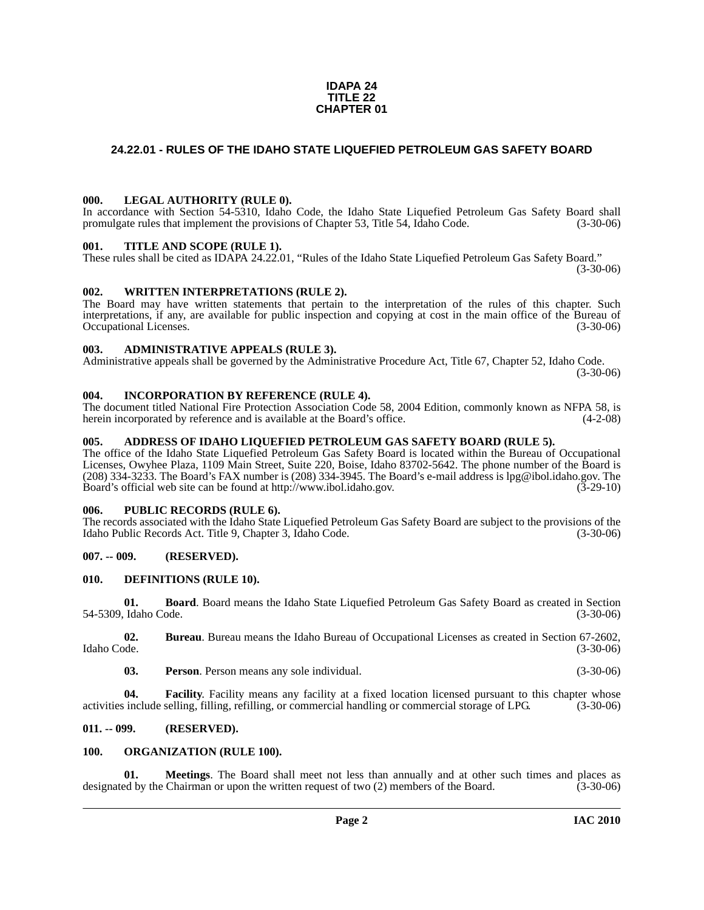**IDAPA 24**
**TITLE 22**
**CHAPTER 01**

## 24.22.01 - RULES OF THE IDAHO STATE LIQUEFIED PETROLEUM GAS SAFETY BOARD

### 000. LEGAL AUTHORITY (RULE 0).

In accordance with Section 54-5310, Idaho Code, the Idaho State Liquefied Petroleum Gas Safety Board shall promulgate rules that implement the provisions of Chapter 53, Title 54, Idaho Code. (3-30-06)

### 001. TITLE AND SCOPE (RULE 1).

These rules shall be cited as IDAPA 24.22.01, "Rules of the Idaho State Liquefied Petroleum Gas Safety Board." (3-30-06)

### 002. WRITTEN INTERPRETATIONS (RULE 2).

The Board may have written statements that pertain to the interpretation of the rules of this chapter. Such interpretations, if any, are available for public inspection and copying at cost in the main office of the Bureau of Occupational Licenses. (3-30-06)

### 003. ADMINISTRATIVE APPEALS (RULE 3).

Administrative appeals shall be governed by the Administrative Procedure Act, Title 67, Chapter 52, Idaho Code. (3-30-06)

### 004. INCORPORATION BY REFERENCE (RULE 4).

The document titled National Fire Protection Association Code 58, 2004 Edition, commonly known as NFPA 58, is herein incorporated by reference and is available at the Board's office. (4-2-08)

### 005. ADDRESS OF IDAHO LIQUEFIED PETROLEUM GAS SAFETY BOARD (RULE 5).

The office of the Idaho State Liquefied Petroleum Gas Safety Board is located within the Bureau of Occupational Licenses, Owyhee Plaza, 1109 Main Street, Suite 220, Boise, Idaho 83702-5642. The phone number of the Board is (208) 334-3233. The Board's FAX number is (208) 334-3945. The Board's e-mail address is lpg@ibol.idaho.gov. The Board's official web site can be found at http://www.ibol.idaho.gov. (3-29-10)

### 006. PUBLIC RECORDS (RULE 6).

The records associated with the Idaho State Liquefied Petroleum Gas Safety Board are subject to the provisions of the Idaho Public Records Act. Title 9, Chapter 3, Idaho Code. (3-30-06)

### 007. -- 009. (RESERVED).

### 010. DEFINITIONS (RULE 10).

**01. Board**. Board means the Idaho State Liquefied Petroleum Gas Safety Board as created in Section 54-5309, Idaho Code. (3-30-06)

**02. Bureau**. Bureau means the Idaho Bureau of Occupational Licenses as created in Section 67-2602, Idaho Code. (3-30-06)

**03. Person**. Person means any sole individual. (3-30-06)

**04. Facility**. Facility means any facility at a fixed location licensed pursuant to this chapter whose activities include selling, filling, refilling, or commercial handling or commercial storage of LPG. (3-30-06)

### 011. -- 099. (RESERVED).

### 100. ORGANIZATION (RULE 100).

**01. Meetings**. The Board shall meet not less than annually and at other such times and places as designated by the Chairman or upon the written request of two (2) members of the Board. (3-30-06)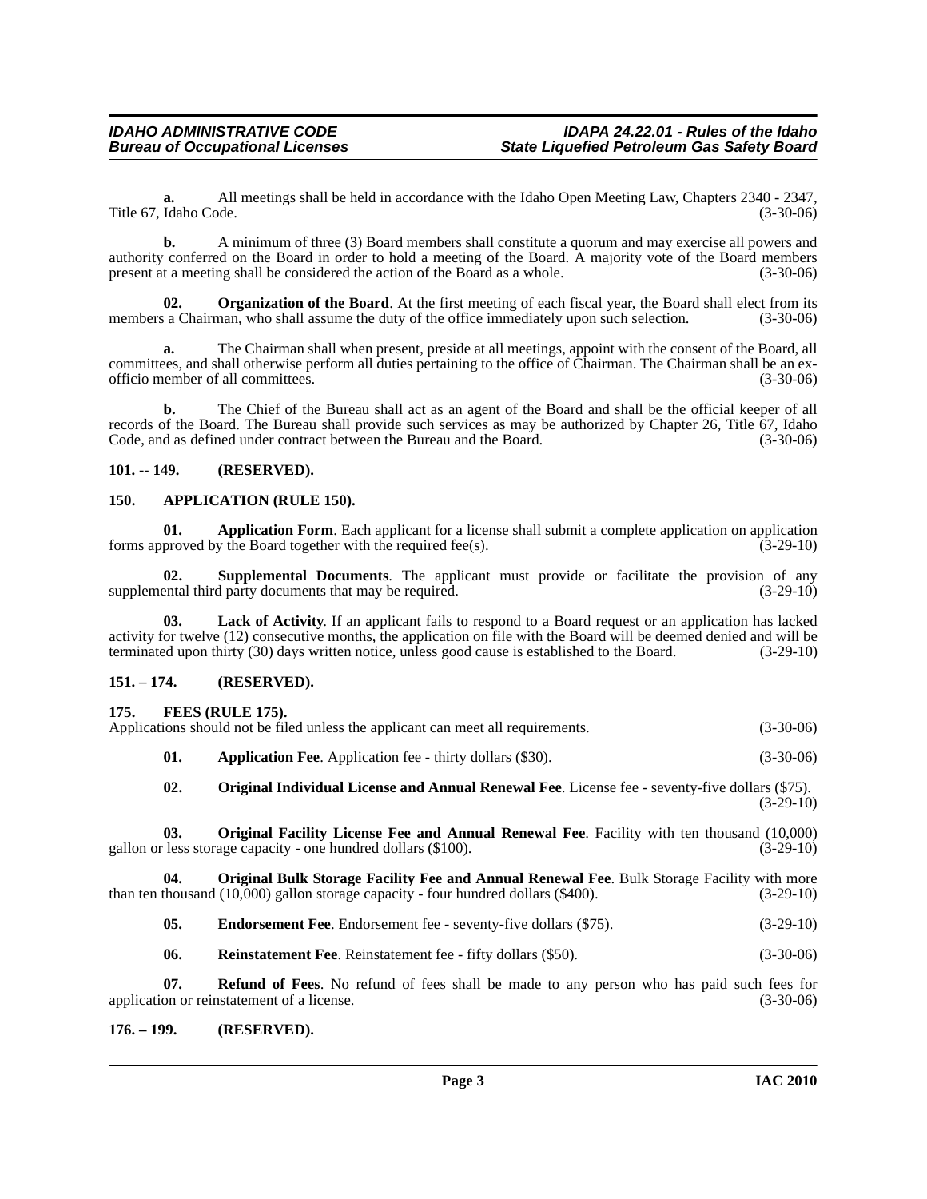**a.** All meetings shall be held in accordance with the Idaho Open Meeting Law, Chapters 2340 - 2347, Title 67, Idaho Code. (3-30-06)

**b.** A minimum of three (3) Board members shall constitute a quorum and may exercise all powers and authority conferred on the Board in order to hold a meeting of the Board. A majority vote of the Board members present at a meeting shall be considered the action of the Board as a whole. (3-30-06)

**02. Organization of the Board**. At the first meeting of each fiscal year, the Board shall elect from its members a Chairman, who shall assume the duty of the office immediately upon such selection. (3-30-06)

**a.** The Chairman shall when present, preside at all meetings, appoint with the consent of the Board, all committees, and shall otherwise perform all duties pertaining to the office of Chairman. The Chairman shall be an ex-officio member of all committees. (3-30-06)

**b.** The Chief of the Bureau shall act as an agent of the Board and shall be the official keeper of all records of the Board. The Bureau shall provide such services as may be authorized by Chapter 26, Title 67, Idaho Code, and as defined under contract between the Bureau and the Board. (3-30-06)

## 101. -- 149. (RESERVED).

## 150. APPLICATION (RULE 150).

**01. Application Form**. Each applicant for a license shall submit a complete application on application forms approved by the Board together with the required fee(s). (3-29-10)

**02. Supplemental Documents**. The applicant must provide or facilitate the provision of any supplemental third party documents that may be required. (3-29-10)

**03. Lack of Activity**. If an applicant fails to respond to a Board request or an application has lacked activity for twelve (12) consecutive months, the application on file with the Board will be deemed denied and will be terminated upon thirty (30) days written notice, unless good cause is established to the Board. (3-29-10)

## 151. – 174. (RESERVED).

## 175. FEES (RULE 175).

Applications should not be filed unless the applicant can meet all requirements. (3-30-06)

**01. Application Fee**. Application fee - thirty dollars ($30). (3-30-06)

**02. Original Individual License and Annual Renewal Fee**. License fee - seventy-five dollars ($75). (3-29-10)

**03. Original Facility License Fee and Annual Renewal Fee**. Facility with ten thousand (10,000) gallon or less storage capacity - one hundred dollars ($100). (3-29-10)

**04. Original Bulk Storage Facility Fee and Annual Renewal Fee**. Bulk Storage Facility with more than ten thousand (10,000) gallon storage capacity - four hundred dollars ($400). (3-29-10)

**05. Endorsement Fee**. Endorsement fee - seventy-five dollars ($75). (3-29-10)

**06. Reinstatement Fee**. Reinstatement fee - fifty dollars ($50). (3-30-06)

**07. Refund of Fees**. No refund of fees shall be made to any person who has paid such fees for application or reinstatement of a license. (3-30-06)

## 176. – 199. (RESERVED).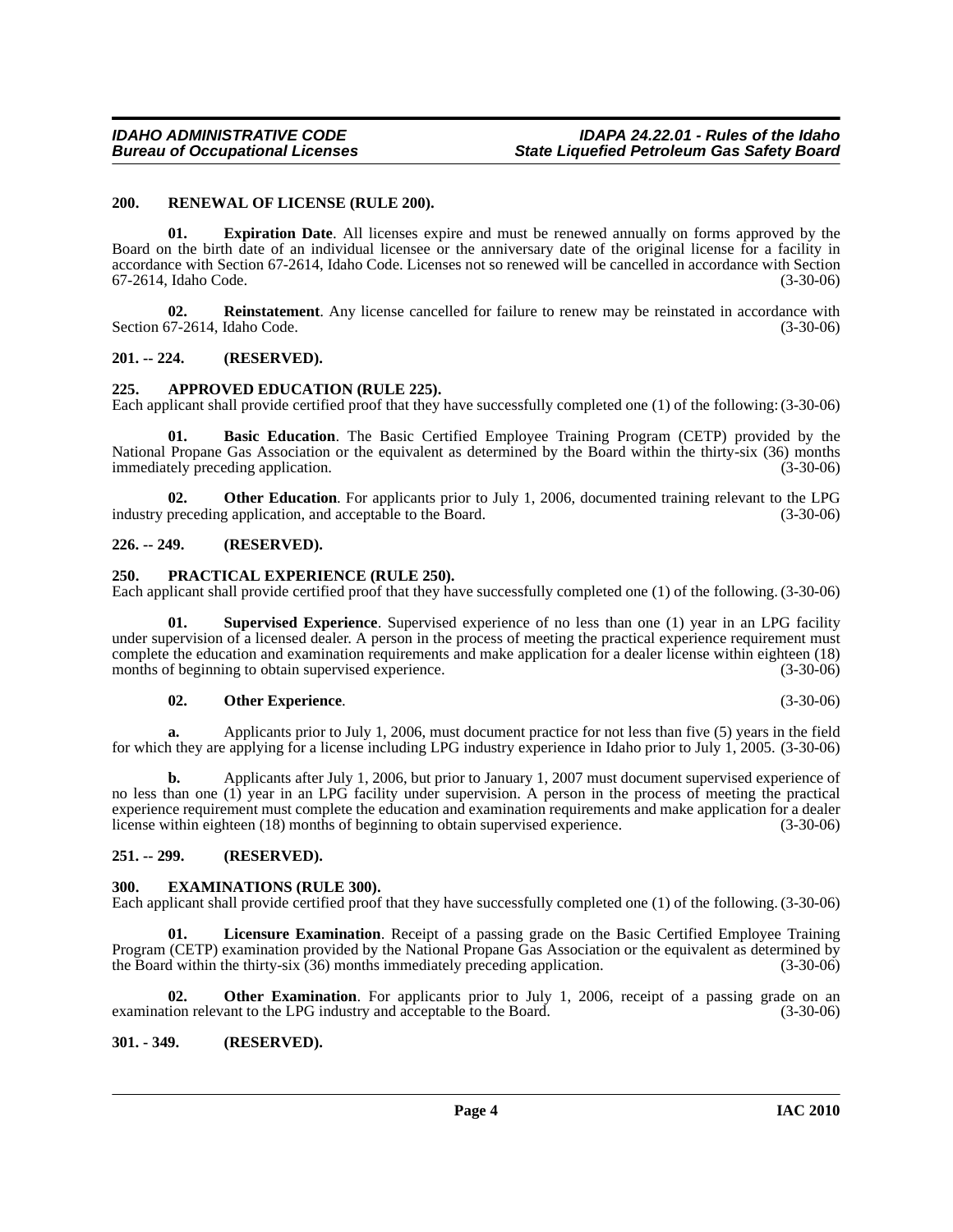### 200. RENEWAL OF LICENSE (RULE 200).

**01. Expiration Date**. All licenses expire and must be renewed annually on forms approved by the Board on the birth date of an individual licensee or the anniversary date of the original license for a facility in accordance with Section 67-2614, Idaho Code. Licenses not so renewed will be cancelled in accordance with Section 67-2614, Idaho Code. (3-30-06)

**02. Reinstatement**. Any license cancelled for failure to renew may be reinstated in accordance with Section 67-2614, Idaho Code. (3-30-06)

### 201. -- 224. (RESERVED).

### 225. APPROVED EDUCATION (RULE 225).

Each applicant shall provide certified proof that they have successfully completed one (1) of the following: (3-30-06)

**01. Basic Education**. The Basic Certified Employee Training Program (CETP) provided by the National Propane Gas Association or the equivalent as determined by the Board within the thirty-six (36) months immediately preceding application. (3-30-06)

**02. Other Education**. For applicants prior to July 1, 2006, documented training relevant to the LPG industry preceding application, and acceptable to the Board. (3-30-06)

### 226. -- 249. (RESERVED).

### 250. PRACTICAL EXPERIENCE (RULE 250).

Each applicant shall provide certified proof that they have successfully completed one (1) of the following. (3-30-06)

**01. Supervised Experience**. Supervised experience of no less than one (1) year in an LPG facility under supervision of a licensed dealer. A person in the process of meeting the practical experience requirement must complete the education and examination requirements and make application for a dealer license within eighteen (18) months of beginning to obtain supervised experience. (3-30-06)

**02. Other Experience**. (3-30-06)

**a.** Applicants prior to July 1, 2006, must document practice for not less than five (5) years in the field for which they are applying for a license including LPG industry experience in Idaho prior to July 1, 2005. (3-30-06)

**b.** Applicants after July 1, 2006, but prior to January 1, 2007 must document supervised experience of no less than one (1) year in an LPG facility under supervision. A person in the process of meeting the practical experience requirement must complete the education and examination requirements and make application for a dealer license within eighteen (18) months of beginning to obtain supervised experience. (3-30-06)

### 251. -- 299. (RESERVED).

### 300. EXAMINATIONS (RULE 300).

Each applicant shall provide certified proof that they have successfully completed one (1) of the following. (3-30-06)

**01. Licensure Examination**. Receipt of a passing grade on the Basic Certified Employee Training Program (CETP) examination provided by the National Propane Gas Association or the equivalent as determined by the Board within the thirty-six (36) months immediately preceding application. (3-30-06)

**02. Other Examination**. For applicants prior to July 1, 2006, receipt of a passing grade on an examination relevant to the LPG industry and acceptable to the Board. (3-30-06)

### 301. - 349. (RESERVED).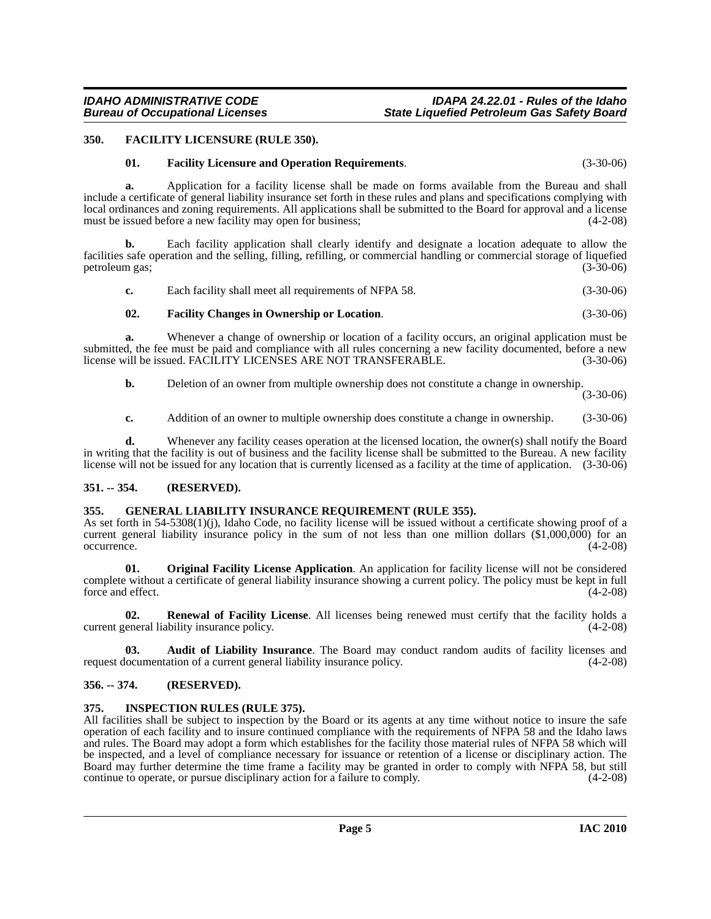## 350. FACILITY LICENSURE (RULE 350).

**01. Facility Licensure and Operation Requirements**. (3-30-06)

**a.** Application for a facility license shall be made on forms available from the Bureau and shall include a certificate of general liability insurance set forth in these rules and plans and specifications complying with local ordinances and zoning requirements. All applications shall be submitted to the Board for approval and a license must be issued before a new facility may open for business; (4-2-08)

**b.** Each facility application shall clearly identify and designate a location adequate to allow the facilities safe operation and the selling, filling, refilling, or commercial handling or commercial storage of liquefied petroleum gas; (3-30-06)

**c.** Each facility shall meet all requirements of NFPA 58. (3-30-06)

**02. Facility Changes in Ownership or Location**. (3-30-06)

**a.** Whenever a change of ownership or location of a facility occurs, an original application must be submitted, the fee must be paid and compliance with all rules concerning a new facility documented, before a new license will be issued. FACILITY LICENSES ARE NOT TRANSFERABLE. (3-30-06)

**b.** Deletion of an owner from multiple ownership does not constitute a change in ownership. (3-30-06)

**c.** Addition of an owner to multiple ownership does constitute a change in ownership. (3-30-06)

**d.** Whenever any facility ceases operation at the licensed location, the owner(s) shall notify the Board in writing that the facility is out of business and the facility license shall be submitted to the Bureau. A new facility license will not be issued for any location that is currently licensed as a facility at the time of application. (3-30-06)

## 351. -- 354. (RESERVED).

## 355. GENERAL LIABILITY INSURANCE REQUIREMENT (RULE 355).

As set forth in 54-5308(1)(j), Idaho Code, no facility license will be issued without a certificate showing proof of a current general liability insurance policy in the sum of not less than one million dollars ($1,000,000) for an occurrence. (4-2-08)

**01. Original Facility License Application**. An application for facility license will not be considered complete without a certificate of general liability insurance showing a current policy. The policy must be kept in full force and effect. (4-2-08)

**02. Renewal of Facility License**. All licenses being renewed must certify that the facility holds a current general liability insurance policy. (4-2-08)

**03. Audit of Liability Insurance**. The Board may conduct random audits of facility licenses and request documentation of a current general liability insurance policy. (4-2-08)

## 356. -- 374. (RESERVED).

## 375. INSPECTION RULES (RULE 375).

All facilities shall be subject to inspection by the Board or its agents at any time without notice to insure the safe operation of each facility and to insure continued compliance with the requirements of NFPA 58 and the Idaho laws and rules. The Board may adopt a form which establishes for the facility those material rules of NFPA 58 which will be inspected, and a level of compliance necessary for issuance or retention of a license or disciplinary action. The Board may further determine the time frame a facility may be granted in order to comply with NFPA 58, but still continue to operate, or pursue disciplinary action for a failure to comply. (4-2-08)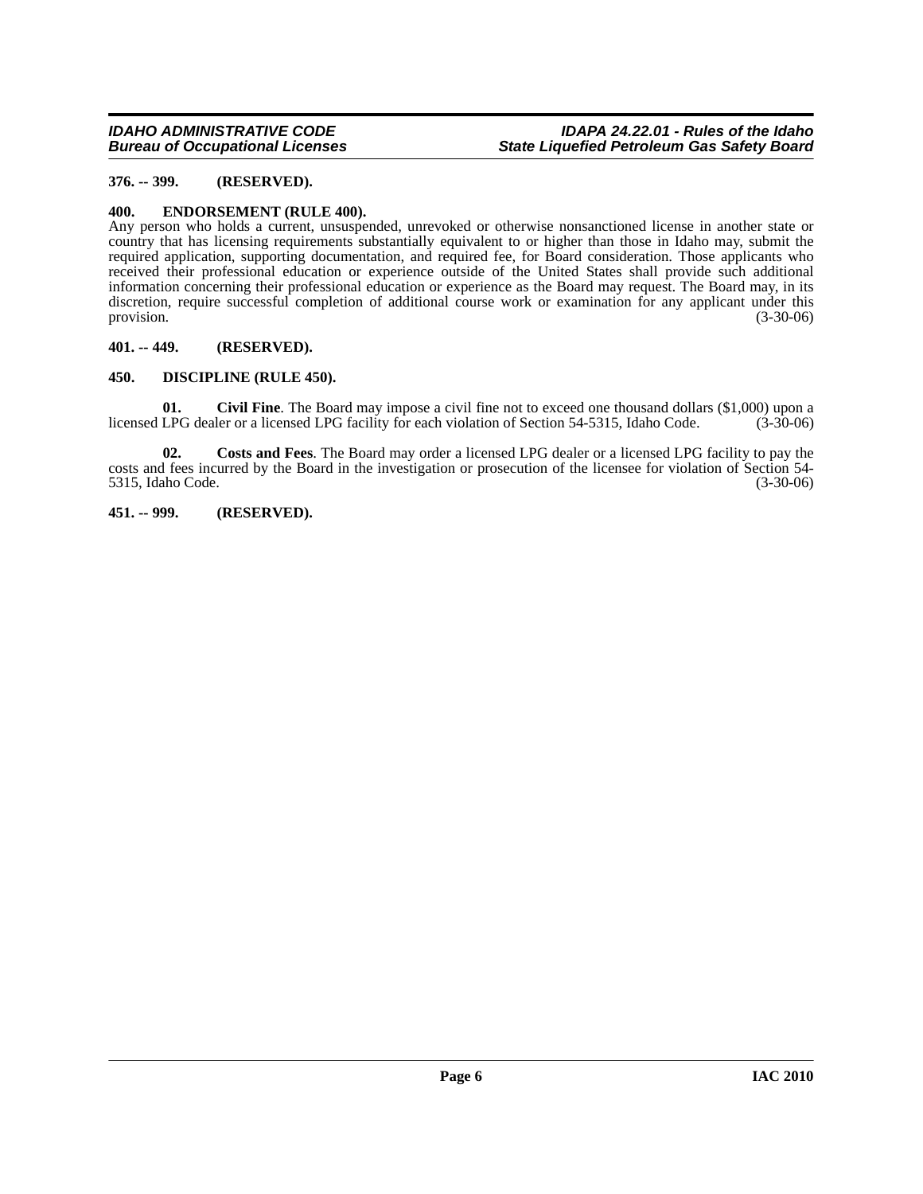**376. -- 399. (RESERVED).**

**400. ENDORSEMENT (RULE 400).**

Any person who holds a current, unsuspended, unrevoked or otherwise nonsanctioned license in another state or country that has licensing requirements substantially equivalent to or higher than those in Idaho may, submit the required application, supporting documentation, and required fee, for Board consideration. Those applicants who received their professional education or experience outside of the United States shall provide such additional information concerning their professional education or experience as the Board may request. The Board may, in its discretion, require successful completion of additional course work or examination for any applicant under this provision. (3-30-06)

**401. -- 449. (RESERVED).**

**450. DISCIPLINE (RULE 450).**

**01. Civil Fine**. The Board may impose a civil fine not to exceed one thousand dollars ($1,000) upon a licensed LPG dealer or a licensed LPG facility for each violation of Section 54-5315, Idaho Code. (3-30-06)

**02. Costs and Fees**. The Board may order a licensed LPG dealer or a licensed LPG facility to pay the costs and fees incurred by the Board in the investigation or prosecution of the licensee for violation of Section 54-5315, Idaho Code. (3-30-06)

**451. -- 999. (RESERVED).**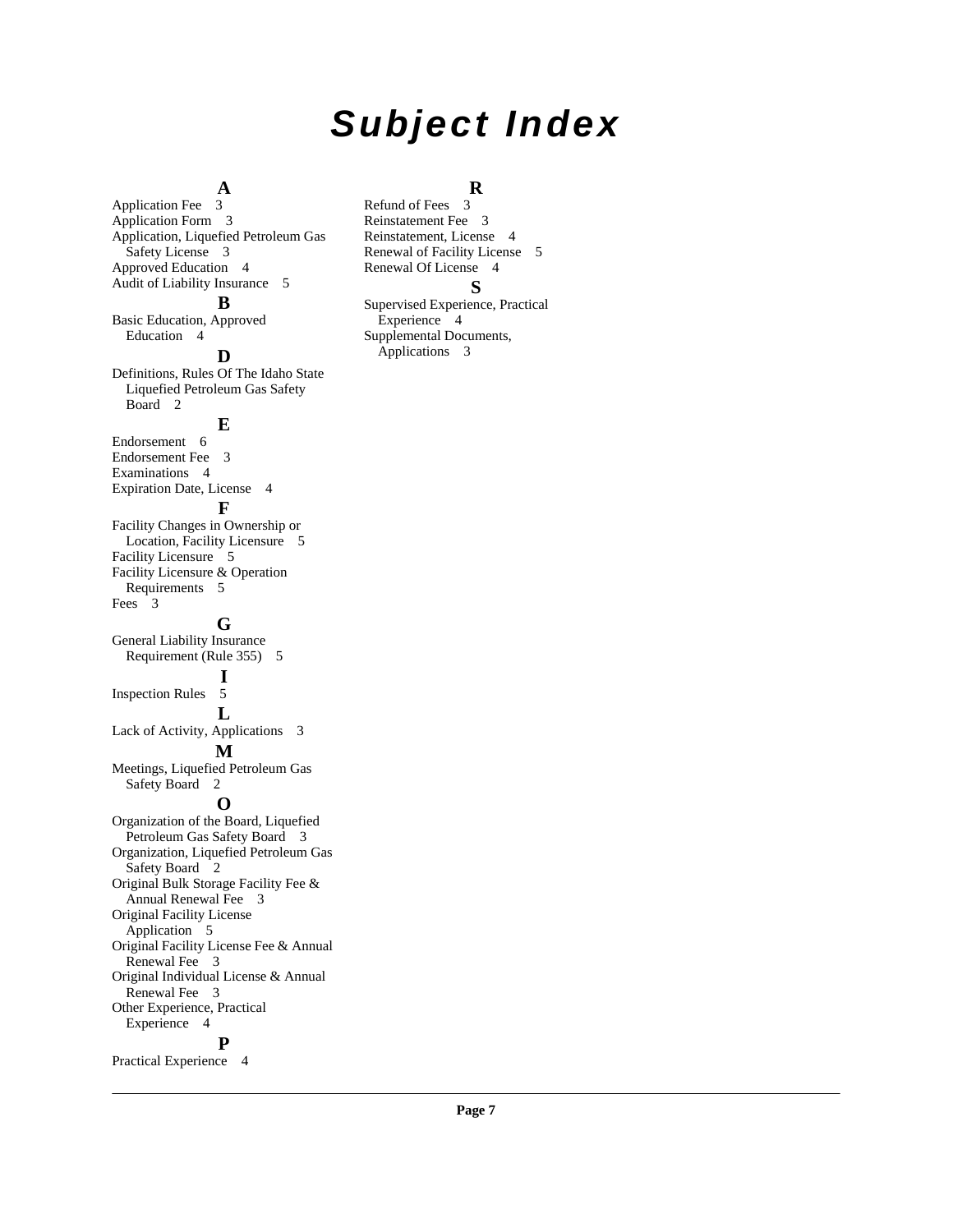# Subject Index

**A**

Application Fee 3
Application Form 3
Application, Liquefied Petroleum Gas Safety License 3
Approved Education 4
Audit of Liability Insurance 5

**B**

Basic Education, Approved Education 4

**D**

Definitions, Rules Of The Idaho State Liquefied Petroleum Gas Safety Board 2

**E**

Endorsement 6
Endorsement Fee 3
Examinations 4
Expiration Date, License 4

**F**

Facility Changes in Ownership or Location, Facility Licensure 5
Facility Licensure 5
Facility Licensure & Operation Requirements 5
Fees 3

**G**

General Liability Insurance Requirement (Rule 355) 5

**I**

Inspection Rules 5

**L**

Lack of Activity, Applications 3

**M**

Meetings, Liquefied Petroleum Gas Safety Board 2

**O**

Organization of the Board, Liquefied Petroleum Gas Safety Board 3
Organization, Liquefied Petroleum Gas Safety Board 2
Original Bulk Storage Facility Fee & Annual Renewal Fee 3
Original Facility License Application 5
Original Facility License Fee & Annual Renewal Fee 3
Original Individual License & Annual Renewal Fee 3
Other Experience, Practical Experience 4

**P**

Practical Experience 4

**R**

Refund of Fees 3
Reinstatement Fee 3
Reinstatement, License 4
Renewal of Facility License 5
Renewal Of License 4

**S**

Supervised Experience, Practical Experience 4
Supplemental Documents, Applications 3